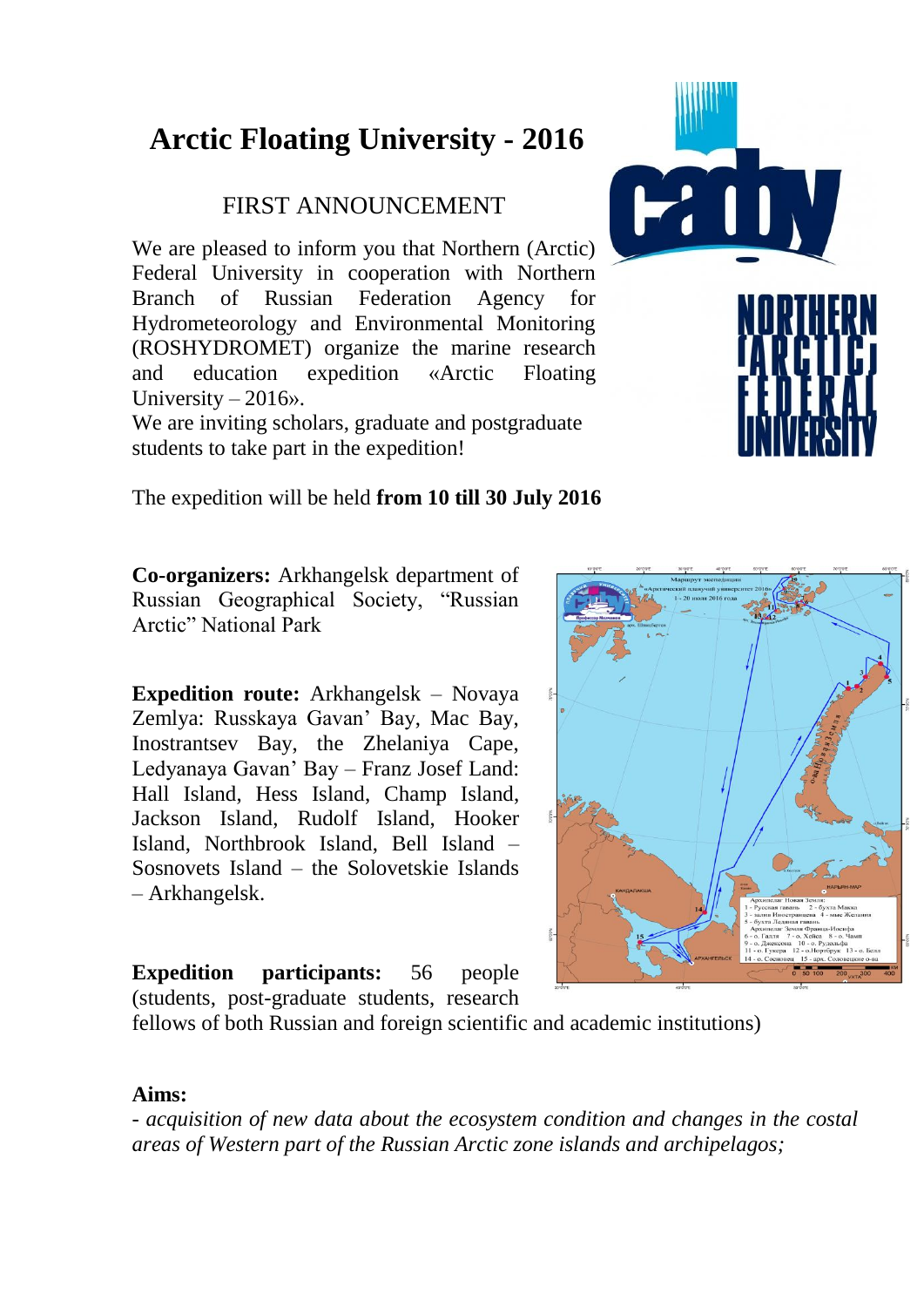# Arctic Floating University - 2016

## FIRST ANNOUNCEMENT

We are pleased to inform you that Northern (Arctic) Federal University in cooperation with Northern Branch of Russian Federation Agency for Hydrometeorology and Environmental Monitoring (ROSHYDROMET) organize the marine research and education expedition «Arctic Floating University – 2016».

We are inviting scholars, graduate and postgraduate students to take part in the expedition!

The expedition will be held **from 10 till 30 July 2016**

**Co-organizers:** Arkhangelsk department of Russian Geographical Society, "Russian Arctic" National Park

**Expedition route:** Arkhangelsk – Novaya Zemlya: Russkaya Gavan' Bay, Mac Bay, Inostrantsev Bay, the Zhelaniya Cape, Ledyanaya Gavan' Bay – Franz Josef Land: Hall Island, Hess Island, Champ Island, Jackson Island, Rudolf Island, Hooker Island, Northbrook Island, Bell Island – Sosnovets Island – the Solovetskie Islands – Arkhangelsk.

**Expedition participants:** 56 people (students, post-graduate students, research fellows of both Russian and foreign scientific and academic institutions)

**Aims:**

- *acquisition of new data about the ecosystem condition and changes in the costal areas of Western part of the Russian Arctic zone islands and archipelagos;*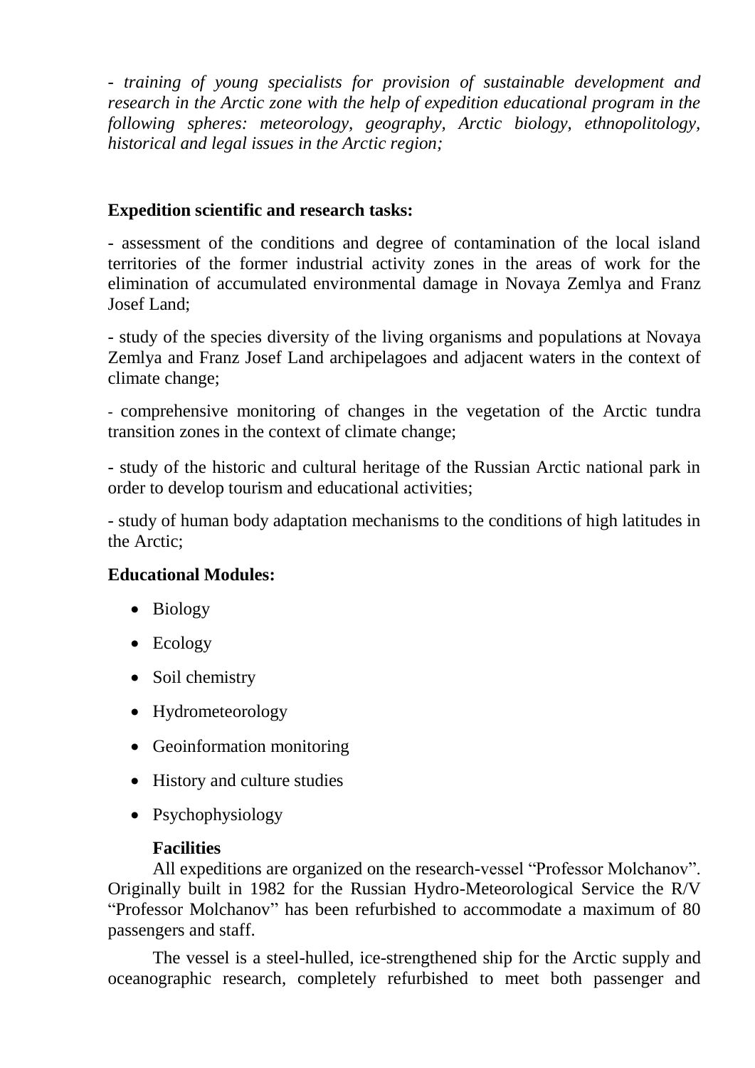*- training of young specialists for provision of sustainable development and research in the Arctic zone with the help of expedition educational program in the following spheres: meteorology, geography, Arctic biology, ethnopolitology, historical and legal issues in the Arctic region;*

**Expedition scientific and research tasks:**

- assessment of the conditions and degree of contamination of the local island territories of the former industrial activity zones in the areas of work for the elimination of accumulated environmental damage in Novaya Zemlya and Franz Josef Land;

- study of the species diversity of the living organisms and populations at Novaya Zemlya and Franz Josef Land archipelagoes and adjacent waters in the context of climate change;

- comprehensive monitoring of changes in the vegetation of the Arctic tundra transition zones in the context of climate change;

- study of the historic and cultural heritage of the Russian Arctic national park in order to develop tourism and educational activities;

- study of human body adaptation mechanisms to the conditions of high latitudes in the Arctic;

**Educational Modules:**

- Biology
- Ecology
- Soil chemistry
- Hydrometeorology
- Geoinformation monitoring
- History and culture studies
- Psychophysiology

**Facilities**

All expeditions are organized on the research-vessel “Professor Molchanov”. Originally built in 1982 for the Russian Hydro-Meteorological Service the R/V “Professor Molchanov” has been refurbished to accommodate a maximum of 80 passengers and staff.

The vessel is a steel-hulled, ice-strengthened ship for the Arctic supply and oceanographic research, completely refurbished to meet both passenger and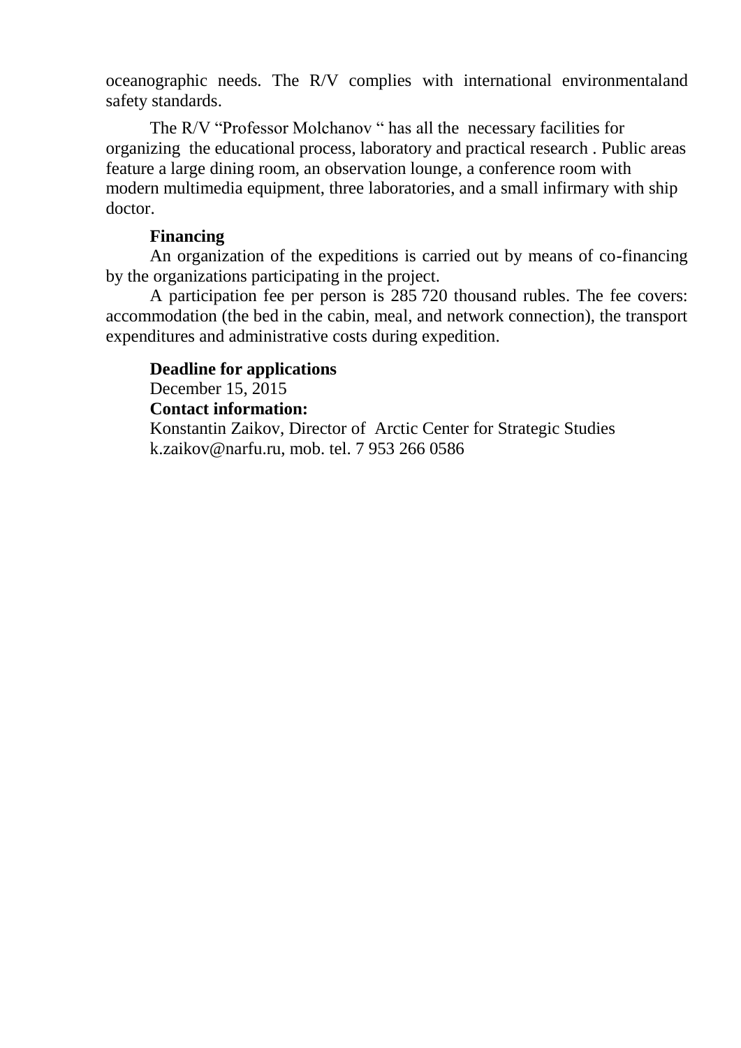oceanographic needs. The R/V complies with international environmentaland safety standards.

The R/V “Professor Molchanov “ has all the necessary facilities for organizing the educational process, laboratory and practical research . Public areas feature a large dining room, an observation lounge, a conference room with modern multimedia equipment, three laboratories, and a small infirmary with ship doctor.

**Financing**

An organization of the expeditions is carried out by means of co-financing by the organizations participating in the project.

A participation fee per person is 285 720 thousand rubles. The fee covers: accommodation (the bed in the cabin, meal, and network connection), the transport expenditures and administrative costs during expedition.

**Deadline for applications**

December 15, 2015

**Contact information:**

Konstantin Zaikov, Director of Arctic Center for Strategic Studies
k.zaikov@narfu.ru, mob. tel. 7 953 266 0586